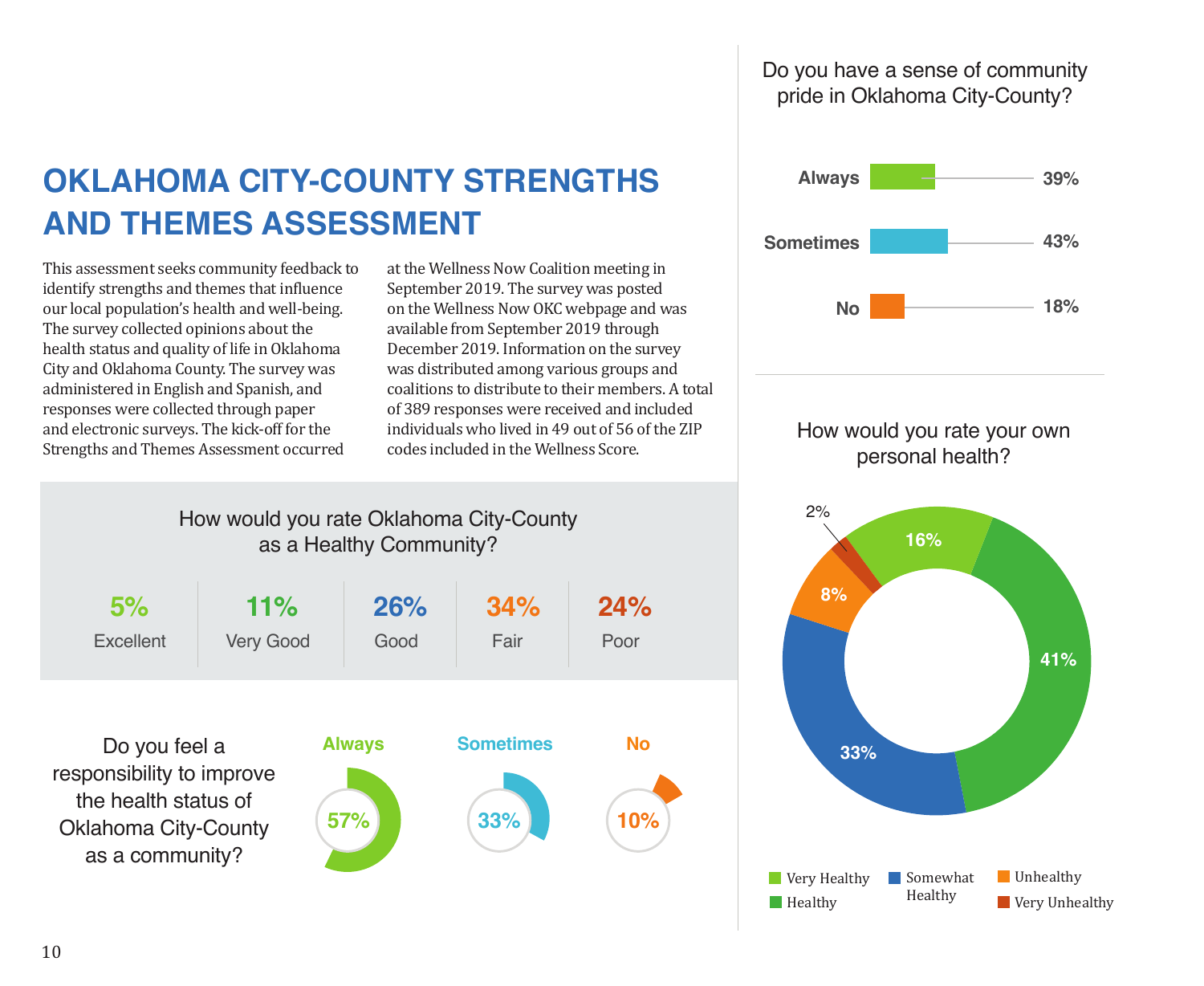# OKLAHOMA CITY-COUNTY STRENGTHS AND THEMES ASSESSMENT

This assessment seeks community feedback to identify strengths and themes that influence our local population's health and well-being. The survey collected opinions about the health status and quality of life in Oklahoma City and Oklahoma County. The survey was administered in English and Spanish, and responses were collected through paper and electronic surveys. The kick-off for the Strengths and Themes Assessment occurred at the Wellness Now Coalition meeting in September 2019. The survey was posted on the Wellness Now OKC webpage and was available from September 2019 through December 2019. Information on the survey was distributed among various groups and coalitions to distribute to their members. A total of 389 responses were received and included individuals who lived in 49 out of 56 of the ZIP codes included in the Wellness Score.

### How would you rate Oklahoma City-County as a Healthy Community?

| Excellent | Very Good | Good | Fair | Poor |
|---|---|---|---|---|
| 5% | 11% | 26% | 34% | 24% |

### Do you feel a responsibility to improve the health status of Oklahoma City-County as a community?

| Always | Sometimes | No |
|---|---|---|
| 57% | 33% | 10% |

### Do you have a sense of community pride in Oklahoma City-County?

| Response | Percent |
|---|---|
| Always | 39% |
| Sometimes | 43% |
| No | 18% |

### How would you rate your own personal health?

| Rating | Percent |
|---|---|
| Very Healthy | 16% |
| Healthy | 41% |
| Somewhat Healthy | 33% |
| Unhealthy | 8% |
| Very Unhealthy | 2% |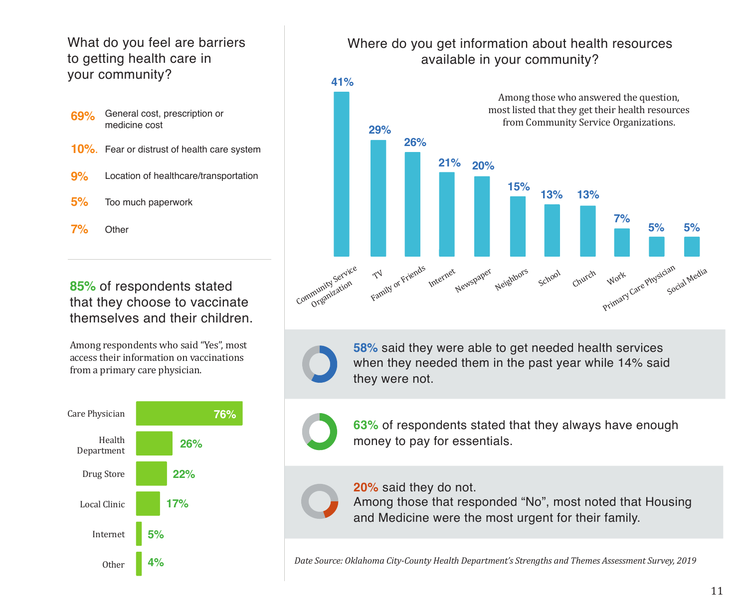## What do you feel are barriers to getting health care in your community?

**69%** General cost, prescription or medicine cost

**10%.** Fear or distrust of health care system

**9%** Location of healthcare/transportation

**5%** Too much paperwork

**7%** Other

---

**85%** of respondents stated that they choose to vaccinate themselves and their children.

Among respondents who said "Yes", most access their information on vaccinations from a primary care physician.

Care Physician 76%
Health Department 26%
Drug Store 22%
Local Clinic 17%
Internet 5%
Other 4%

## Where do you get information about health resources available in your community?

Among those who answered the question, most listed that they get their health resources from Community Service Organizations.

Community Service Organization 41%
TV 29%
Family or Friends 26%
Internet 21%
Newspaper 20%
Neighbors 15%
School 13%
Church 13%
Work 7%
Primary Care Physician 5%
Social Media 5%

**58%** said they were able to get needed health services when they needed them in the past year while 14% said they were not.

**63%** of respondents stated that they always have enough money to pay for essentials.

**20%** said they do not.
Among those that responded "No", most noted that Housing and Medicine were the most urgent for their family.

*Date Source: Oklahoma City-County Health Department's Strengths and Themes Assessment Survey, 2019*